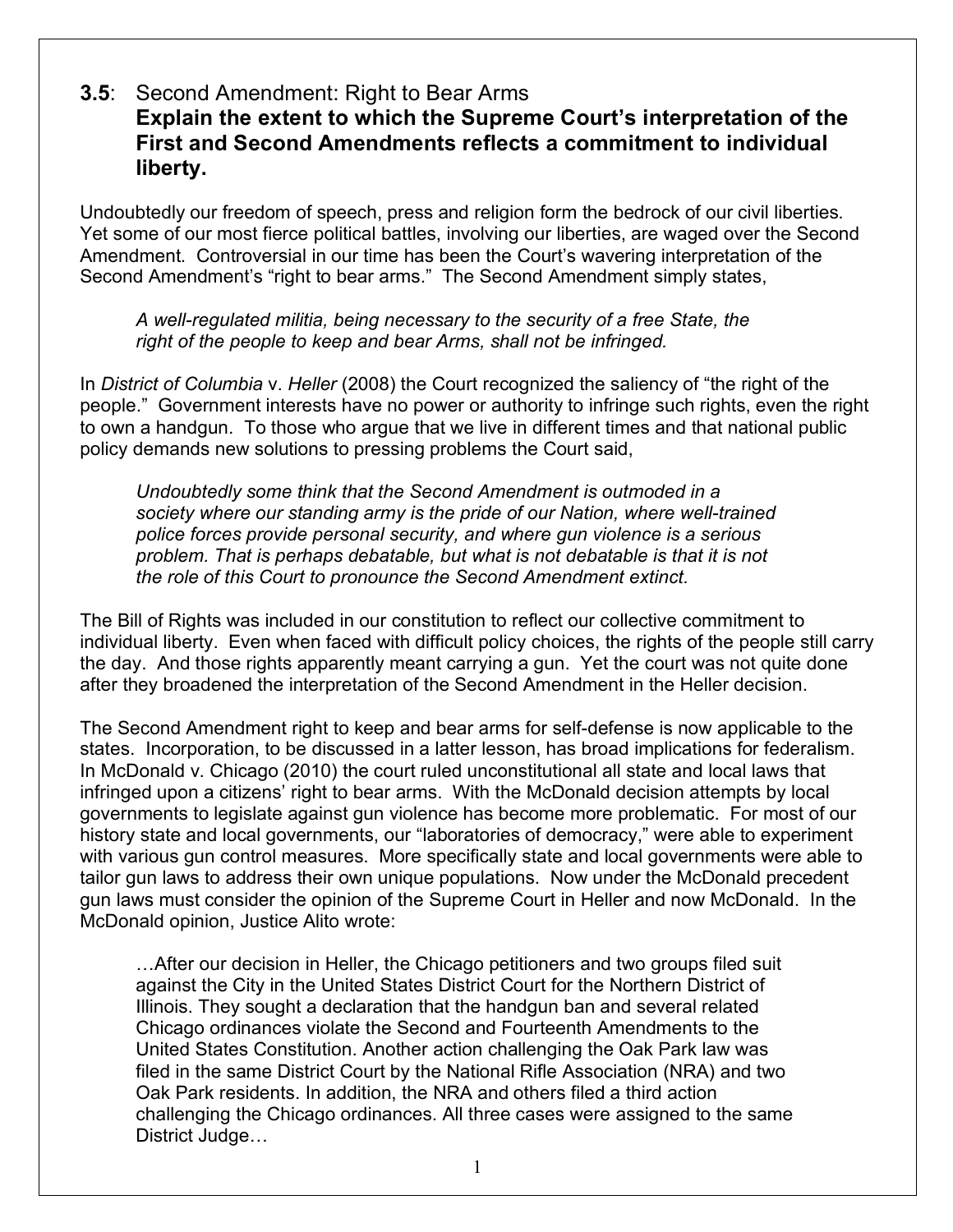## **3.5**: Second Amendment: Right to Bear Arms

### Explain the extent to which the Supreme Court's interpretation of the First and Second Amendments reflects a commitment to individual liberty.

Undoubtedly our freedom of speech, press and religion form the bedrock of our civil liberties. Yet some of our most fierce political battles, involving our liberties, are waged over the Second Amendment. Controversial in our time has been the Court's wavering interpretation of the Second Amendment's "right to bear arms." The Second Amendment simply states,

> *A well-regulated militia, being necessary to the security of a free State, the right of the people to keep and bear Arms, shall not be infringed.*

In *District of Columbia* v. *Heller* (2008) the Court recognized the saliency of "the right of the people." Government interests have no power or authority to infringe such rights, even the right to own a handgun. To those who argue that we live in different times and that national public policy demands new solutions to pressing problems the Court said,

> *Undoubtedly some think that the Second Amendment is outmoded in a society where our standing army is the pride of our Nation, where well-trained police forces provide personal security, and where gun violence is a serious problem. That is perhaps debatable, but what is not debatable is that it is not the role of this Court to pronounce the Second Amendment extinct.*

The Bill of Rights was included in our constitution to reflect our collective commitment to individual liberty. Even when faced with difficult policy choices, the rights of the people still carry the day. And those rights apparently meant carrying a gun. Yet the court was not quite done after they broadened the interpretation of the Second Amendment in the Heller decision.

The Second Amendment right to keep and bear arms for self-defense is now applicable to the states. Incorporation, to be discussed in a latter lesson, has broad implications for federalism. In McDonald v. Chicago (2010) the court ruled unconstitutional all state and local laws that infringed upon a citizens' right to bear arms. With the McDonald decision attempts by local governments to legislate against gun violence has become more problematic. For most of our history state and local governments, our "laboratories of democracy," were able to experiment with various gun control measures. More specifically state and local governments were able to tailor gun laws to address their own unique populations. Now under the McDonald precedent gun laws must consider the opinion of the Supreme Court in Heller and now McDonald. In the McDonald opinion, Justice Alito wrote:

> …After our decision in Heller, the Chicago petitioners and two groups filed suit against the City in the United States District Court for the Northern District of Illinois. They sought a declaration that the handgun ban and several related Chicago ordinances violate the Second and Fourteenth Amendments to the United States Constitution. Another action challenging the Oak Park law was filed in the same District Court by the National Rifle Association (NRA) and two Oak Park residents. In addition, the NRA and others filed a third action challenging the Chicago ordinances. All three cases were assigned to the same District Judge…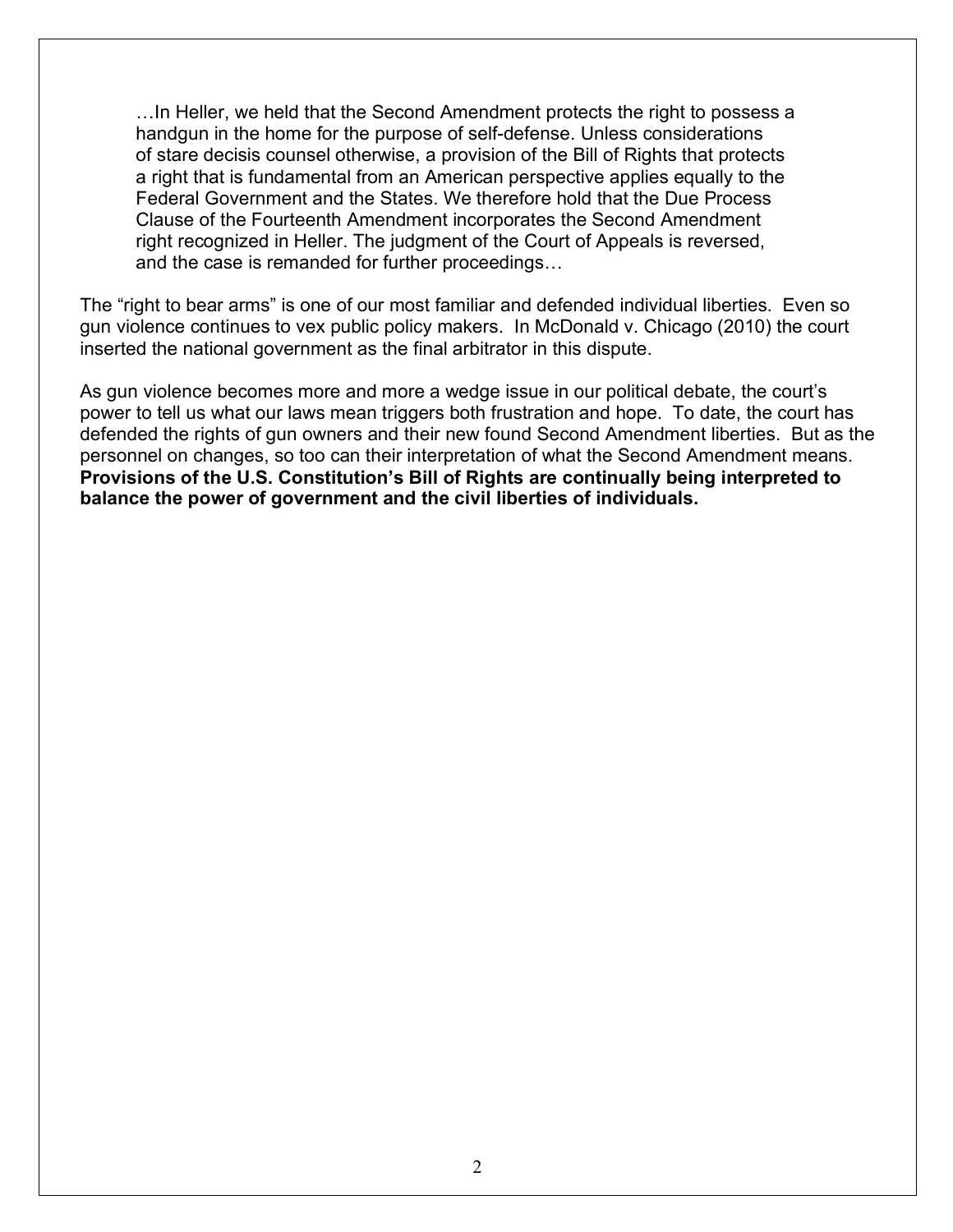> …In Heller, we held that the Second Amendment protects the right to possess a handgun in the home for the purpose of self-defense. Unless considerations of stare decisis counsel otherwise, a provision of the Bill of Rights that protects a right that is fundamental from an American perspective applies equally to the Federal Government and the States. We therefore hold that the Due Process Clause of the Fourteenth Amendment incorporates the Second Amendment right recognized in Heller. The judgment of the Court of Appeals is reversed, and the case is remanded for further proceedings…

The "right to bear arms" is one of our most familiar and defended individual liberties. Even so gun violence continues to vex public policy makers. In McDonald v. Chicago (2010) the court inserted the national government as the final arbitrator in this dispute.

As gun violence becomes more and more a wedge issue in our political debate, the court's power to tell us what our laws mean triggers both frustration and hope. To date, the court has defended the rights of gun owners and their new found Second Amendment liberties. But as the personnel on changes, so too can their interpretation of what the Second Amendment means. **Provisions of the U.S. Constitution's Bill of Rights are continually being interpreted to balance the power of government and the civil liberties of individuals.**